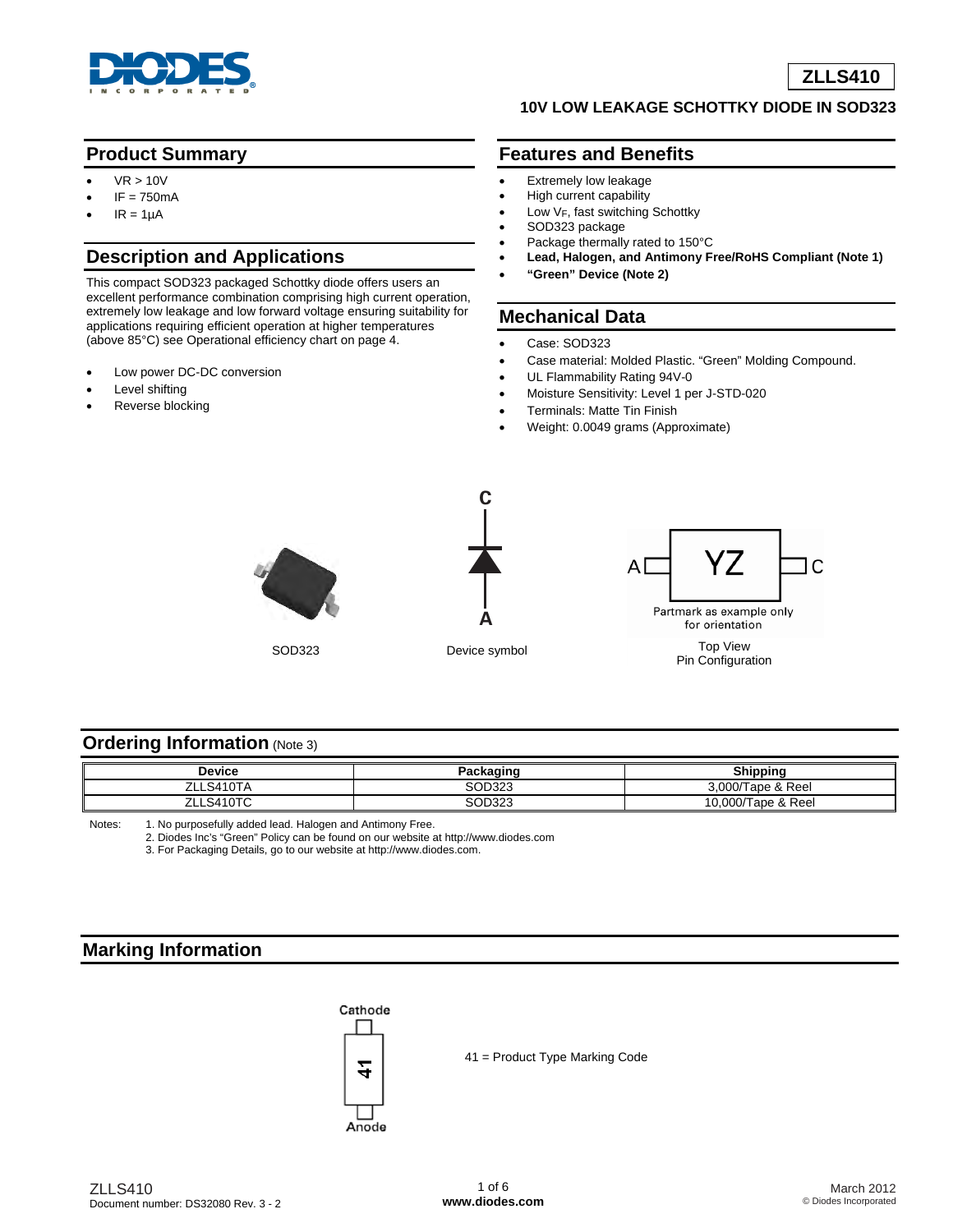# ZLLS410

## 10V LOW LEAKAGE SCHOTTKY DIODE IN SOD323

## Product Summary

- $V_R$ > 10V
- $I_F$ = 750mA
- $I_R$ = 1µA

## Description and Applications

This compact SOD323 packaged Schottky diode offers users an excellent performance combination comprising high current operation, extremely low leakage and low forward voltage ensuring suitability for applications requiring efficient operation at higher temperatures (above 85°C) see Operational efficiency chart on page 4.

- Low power DC-DC conversion
- Level shifting
- Reverse blocking

## Features and Benefits

- Extremely low leakage
- High current capability
- Low $V_F$, fast switching Schottky
- SOD323 package
- Package thermally rated to 150°C
- **Lead, Halogen, and Antimony Free/RoHS Compliant (Note 1)**
- **"Green" Device (Note 2)**

## Mechanical Data

- Case: SOD323
- Case material: Molded Plastic. "Green" Molding Compound.
- UL Flammability Rating 94V-0
- Moisture Sensitivity: Level 1 per J-STD-020
- Terminals: Matte Tin Finish
- Weight: 0.0049 grams (Approximate)

SOD323

Device symbol

Partmark as example only for orientation

Top View
Pin Configuration

## Ordering Information (Note 3)

| Device | Packaging | Shipping |
|---|---|---|
| ZLLS410TA | SOD323 | 3,000/Tape & Reel |
| ZLLS410TC | SOD323 | 10,000/Tape & Reel |

Notes:
1. No purposefully added lead. Halogen and Antimony Free.
2. Diodes Inc's "Green" Policy can be found on our website at http://www.diodes.com
3. For Packaging Details, go to our website at http://www.diodes.com.

## Marking Information

Cathode

Anode

41 = Product Type Marking Code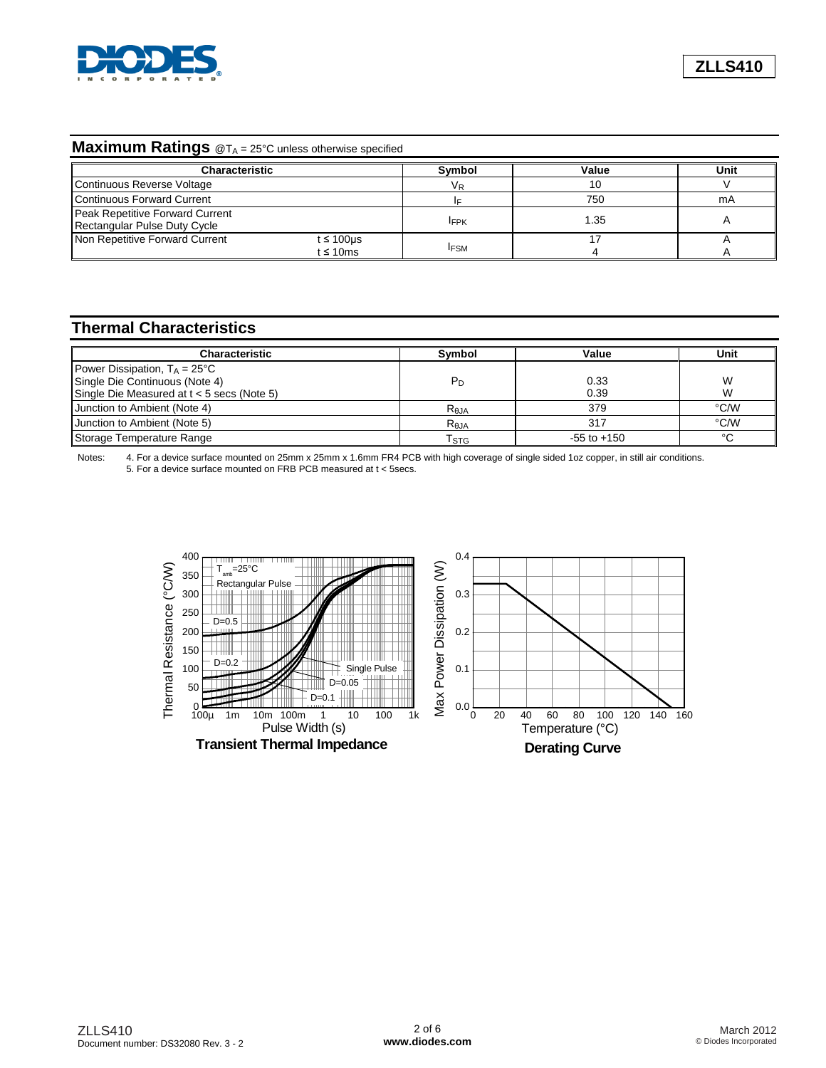## Maximum Ratings @$T_A$ = 25°C unless otherwise specified

| Characteristic | | Symbol | Value | Unit |
|---|---|---|---|---|
| Continuous Reverse Voltage | | $V_R$ | 10 | V |
| Continuous Forward Current | | $I_F$ | 750 | mA |
| Peak Repetitive Forward Current Rectangular Pulse Duty Cycle | | $I_{FPK}$ | 1.35 | A |
| Non Repetitive Forward Current | t ≤ 100µs<br>t ≤ 10ms | $I_{FSM}$ | 17<br>4 | A<br>A |

## Thermal Characteristics

| Characteristic | Symbol | Value | Unit |
|---|---|---|---|
| Power Dissipation, $T_A$ = 25°C<br>Single Die Continuous (Note 4)<br>Single Die Measured at t < 5 secs (Note 5) | $P_D$ | 0.33<br>0.39 | W<br>W |
| Junction to Ambient (Note 4) | $R_{\theta JA}$ | 379 | °C/W |
| Junction to Ambient (Note 5) | $R_{\theta JA}$ | 317 | °C/W |
| Storage Temperature Range | $T_{STG}$ | -55 to +150 | °C |

Notes: 4. For a device surface mounted on 25mm x 25mm x 1.6mm FR4 PCB with high coverage of single sided 1oz copper, in still air conditions.
5. For a device surface mounted on FRB PCB measured at t < 5secs.

**Transient Thermal Impedance**

**Derating Curve**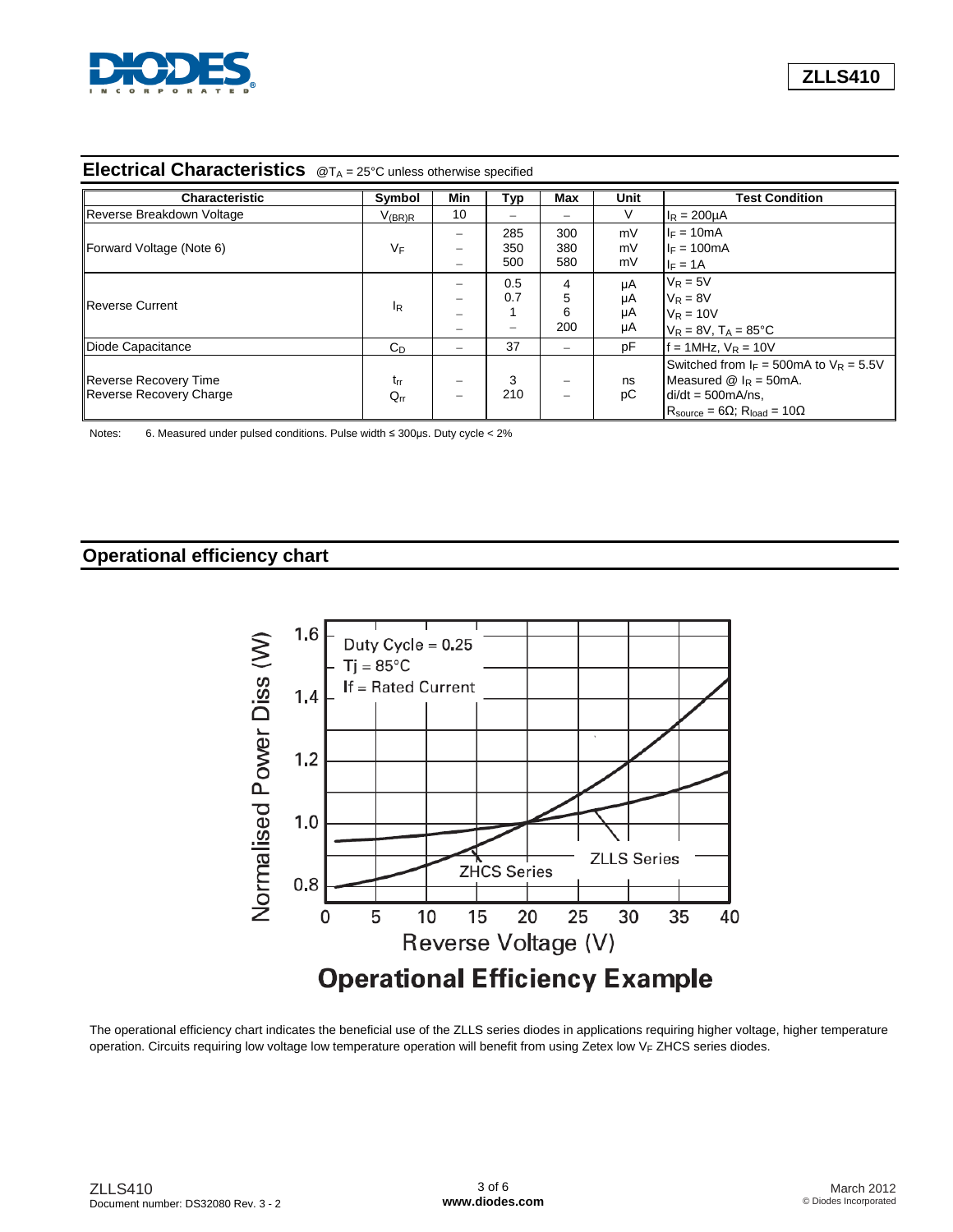## Electrical Characteristics @$T_A$ = 25°C unless otherwise specified

| Characteristic | Symbol | Min | Typ | Max | Unit | Test Condition |
|---|---|---|---|---|---|---|
| Reverse Breakdown Voltage | $V_{(BR)R}$ | 10 | – | – | V | $I_R$ = 200µA |
| Forward Voltage (Note 6) | $V_F$ | –<br>–<br>– | 285<br>350<br>500 | 300<br>380<br>580 | mV<br>mV<br>mV | $I_F$ = 10mA<br>$I_F$ = 100mA<br>$I_F$ = 1A |
| Reverse Current | $I_R$ | –<br>–<br>–<br>– | 0.5<br>0.7<br>1<br>– | 4<br>5<br>6<br>200 | µA<br>µA<br>µA<br>µA | $V_R$ = 5V<br>$V_R$ = 8V<br>$V_R$ = 10V<br>$V_R$ = 8V, $T_A$ = 85°C |
| Diode Capacitance | $C_D$ | – | 37 | – | pF | f = 1MHz, $V_R$ = 10V |
| Reverse Recovery Time<br>Reverse Recovery Charge | $t_{rr}$<br>$Q_{rr}$ | –<br>– | 3<br>210 | –<br>– | ns<br>pC | Switched from $I_F$ = 500mA to $V_R$ = 5.5V<br>Measured @ $I_R$ = 50mA.<br>di/dt = 500mA/ns,<br>$R_{source}$ = 6Ω; $R_{load}$ = 10Ω |

Notes: 6. Measured under pulsed conditions. Pulse width ≤ 300µs. Duty cycle < 2%

## Operational efficiency chart

Operational Efficiency Example

The operational efficiency chart indicates the beneficial use of the ZLLS series diodes in applications requiring higher voltage, higher temperature operation. Circuits requiring low voltage low temperature operation will benefit from using Zetex low $V_F$ ZHCS series diodes.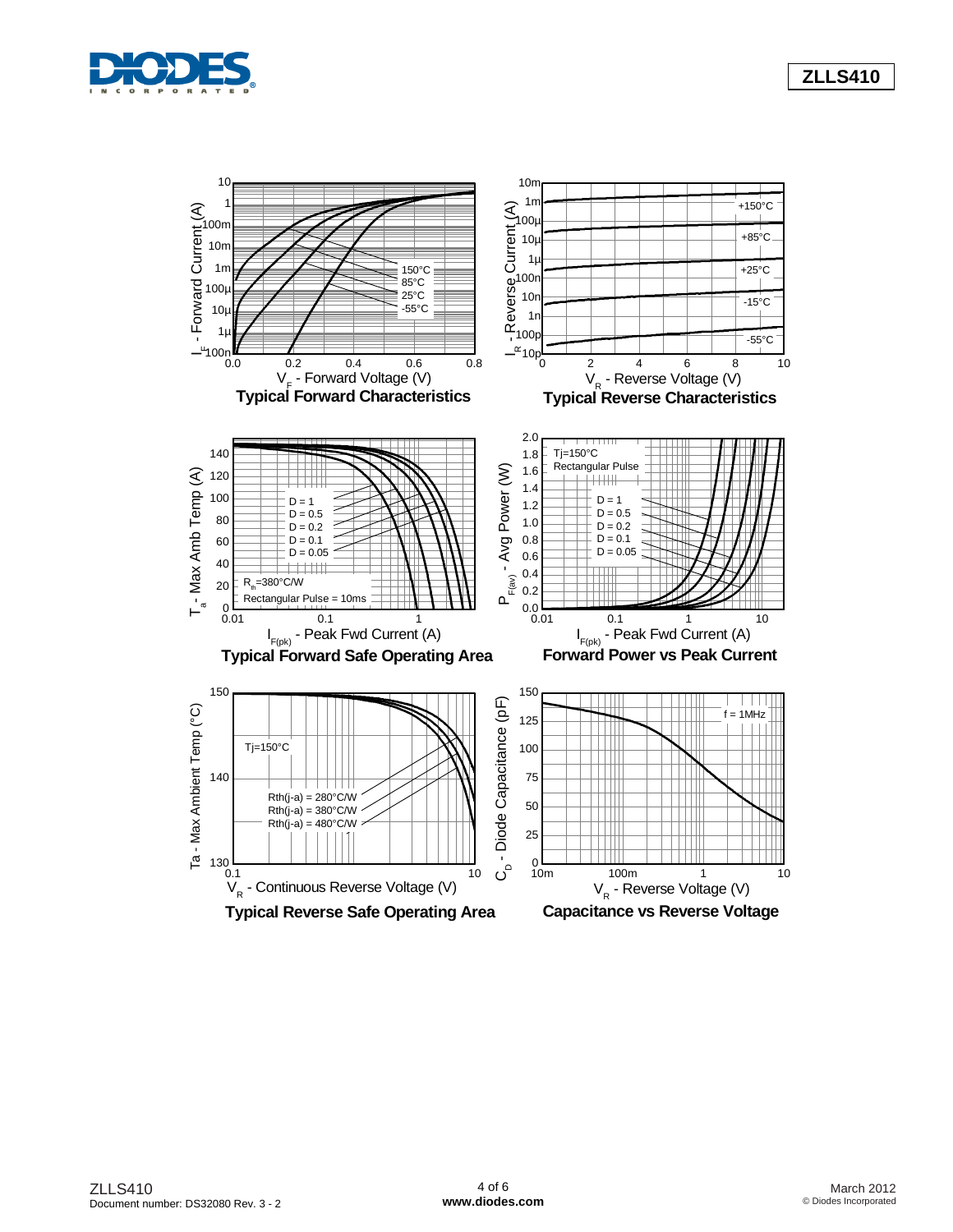**Typical Forward Characteristics**

**Typical Reverse Characteristics**

**Typical Forward Safe Operating Area**

**Forward Power vs Peak Current**

**Typical Reverse Safe Operating Area**

**Capacitance vs Reverse Voltage**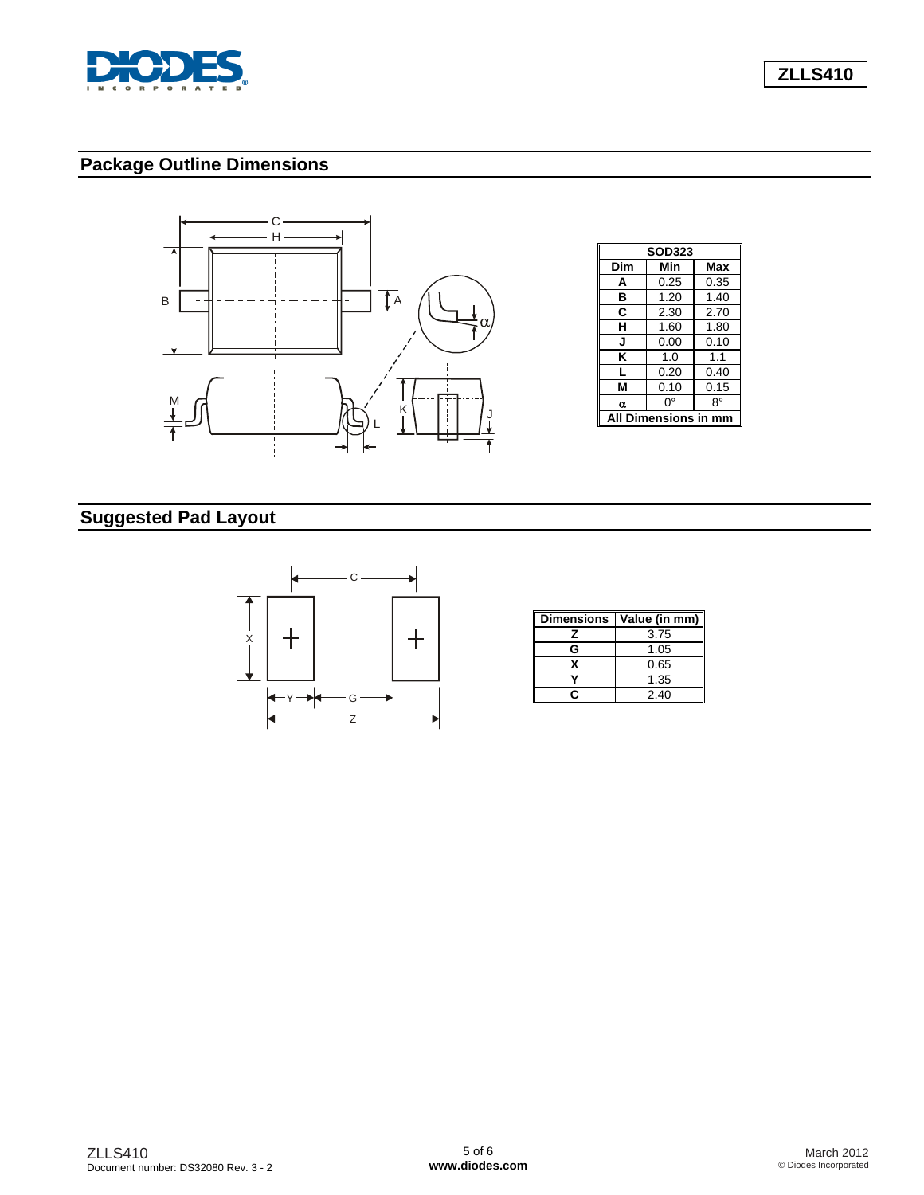## Package Outline Dimensions

| SOD323 | | |
|---|---|---|
| **Dim** | **Min** | **Max** |
| **A** | 0.25 | 0.35 |
| **B** | 1.20 | 1.40 |
| **C** | 2.30 | 2.70 |
| **H** | 1.60 | 1.80 |
| **J** | 0.00 | 0.10 |
| **K** | 1.0 | 1.1 |
| **L** | 0.20 | 0.40 |
| **M** | 0.10 | 0.15 |
| **α** | 0° | 8° |
| **All Dimensions in mm** | | |

## Suggested Pad Layout

| Dimensions | Value (in mm) |
|---|---|
| **Z** | 3.75 |
| **G** | 1.05 |
| **X** | 0.65 |
| **Y** | 1.35 |
| **C** | 2.40 |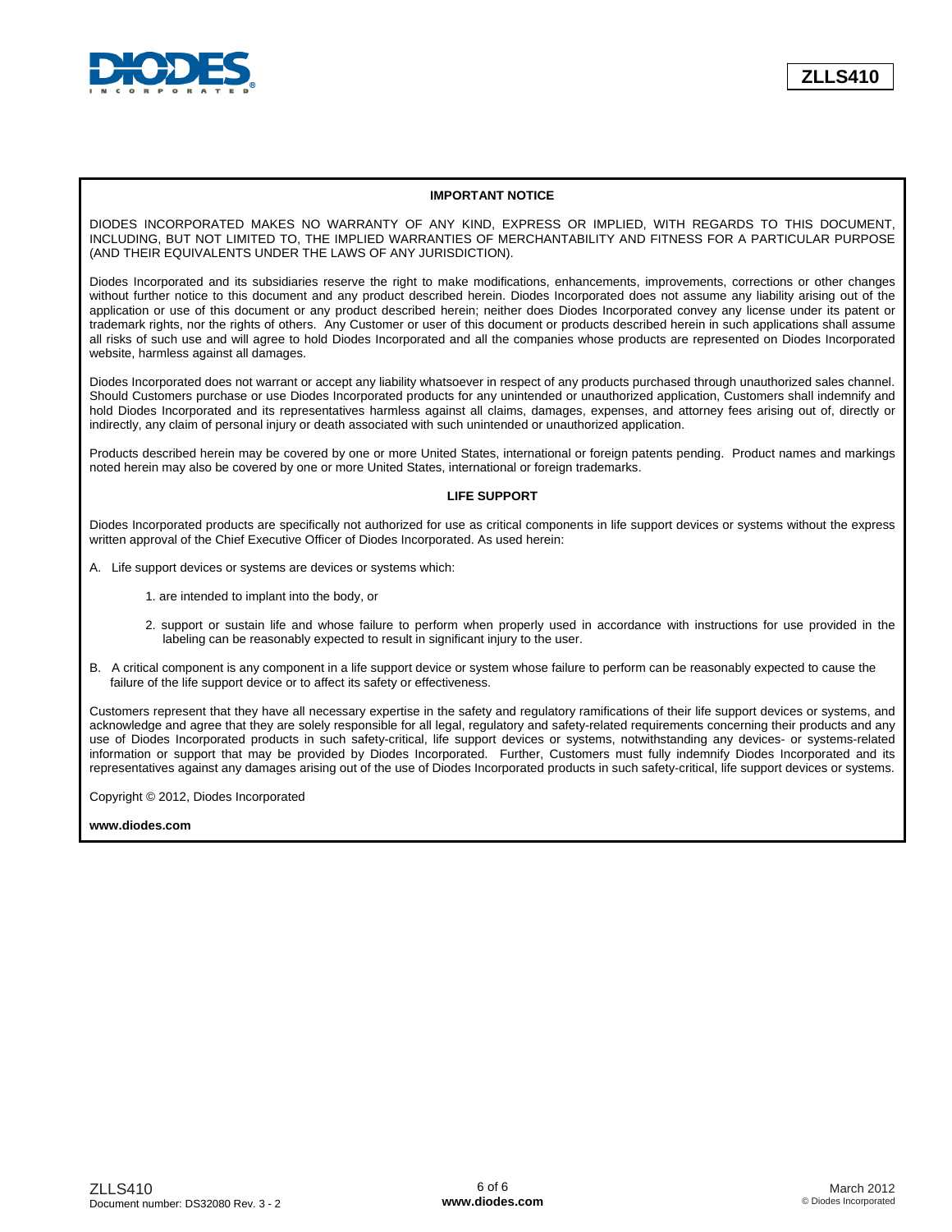## IMPORTANT NOTICE

DIODES INCORPORATED MAKES NO WARRANTY OF ANY KIND, EXPRESS OR IMPLIED, WITH REGARDS TO THIS DOCUMENT, INCLUDING, BUT NOT LIMITED TO, THE IMPLIED WARRANTIES OF MERCHANTABILITY AND FITNESS FOR A PARTICULAR PURPOSE (AND THEIR EQUIVALENTS UNDER THE LAWS OF ANY JURISDICTION).

Diodes Incorporated and its subsidiaries reserve the right to make modifications, enhancements, improvements, corrections or other changes without further notice to this document and any product described herein. Diodes Incorporated does not assume any liability arising out of the application or use of this document or any product described herein; neither does Diodes Incorporated convey any license under its patent or trademark rights, nor the rights of others. Any Customer or user of this document or products described herein in such applications shall assume all risks of such use and will agree to hold Diodes Incorporated and all the companies whose products are represented on Diodes Incorporated website, harmless against all damages.

Diodes Incorporated does not warrant or accept any liability whatsoever in respect of any products purchased through unauthorized sales channel. Should Customers purchase or use Diodes Incorporated products for any unintended or unauthorized application, Customers shall indemnify and hold Diodes Incorporated and its representatives harmless against all claims, damages, expenses, and attorney fees arising out of, directly or indirectly, any claim of personal injury or death associated with such unintended or unauthorized application.

Products described herein may be covered by one or more United States, international or foreign patents pending. Product names and markings noted herein may also be covered by one or more United States, international or foreign trademarks.

## LIFE SUPPORT

Diodes Incorporated products are specifically not authorized for use as critical components in life support devices or systems without the express written approval of the Chief Executive Officer of Diodes Incorporated. As used herein:

A. Life support devices or systems are devices or systems which:

   1. are intended to implant into the body, or

   2. support or sustain life and whose failure to perform when properly used in accordance with instructions for use provided in the labeling can be reasonably expected to result in significant injury to the user.

B. A critical component is any component in a life support device or system whose failure to perform can be reasonably expected to cause the failure of the life support device or to affect its safety or effectiveness.

Customers represent that they have all necessary expertise in the safety and regulatory ramifications of their life support devices or systems, and acknowledge and agree that they are solely responsible for all legal, regulatory and safety-related requirements concerning their products and any use of Diodes Incorporated products in such safety-critical, life support devices or systems, notwithstanding any devices- or systems-related information or support that may be provided by Diodes Incorporated. Further, Customers must fully indemnify Diodes Incorporated and its representatives against any damages arising out of the use of Diodes Incorporated products in such safety-critical, life support devices or systems.

Copyright © 2012, Diodes Incorporated

**www.diodes.com**